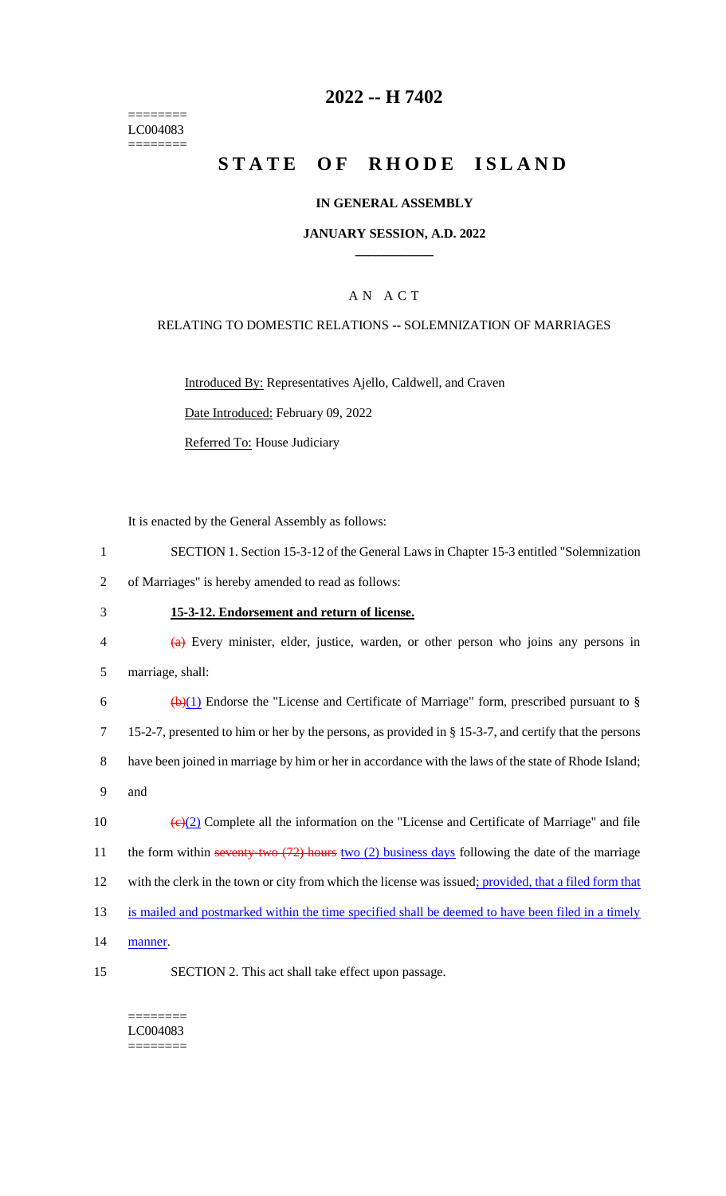========
LC004083
========

# 2022 -- H 7402

# STATE OF RHODE ISLAND

### IN GENERAL ASSEMBLY

### JANUARY SESSION, A.D. 2022

## AN ACT

RELATING TO DOMESTIC RELATIONS -- SOLEMNIZATION OF MARRIAGES

Introduced By: Representatives Ajello, Caldwell, and Craven

Date Introduced: February 09, 2022

Referred To: House Judiciary

It is enacted by the General Assembly as follows:

1 SECTION 1. Section 15-3-12 of the General Laws in Chapter 15-3 entitled "Solemnization
2 of Marriages" is hereby amended to read as follows:

3 **15-3-12. Endorsement and return of license.**

4 ~~(a)~~ Every minister, elder, justice, warden, or other person who joins any persons in
5 marriage, shall:

6 ~~(b)~~(1) Endorse the "License and Certificate of Marriage" form, prescribed pursuant to §
7 15-2-7, presented to him or her by the persons, as provided in § 15-3-7, and certify that the persons
8 have been joined in marriage by him or her in accordance with the laws of the state of Rhode Island;
9 and

10 ~~(c)~~(2) Complete all the information on the "License and Certificate of Marriage" and file
11 the form within ~~seventy-two (72) hours~~ two (2) business days following the date of the marriage
12 with the clerk in the town or city from which the license was issued; provided, that a filed form that
13 is mailed and postmarked within the time specified shall be deemed to have been filed in a timely
14 manner.

15 SECTION 2. This act shall take effect upon passage.

========
LC004083
========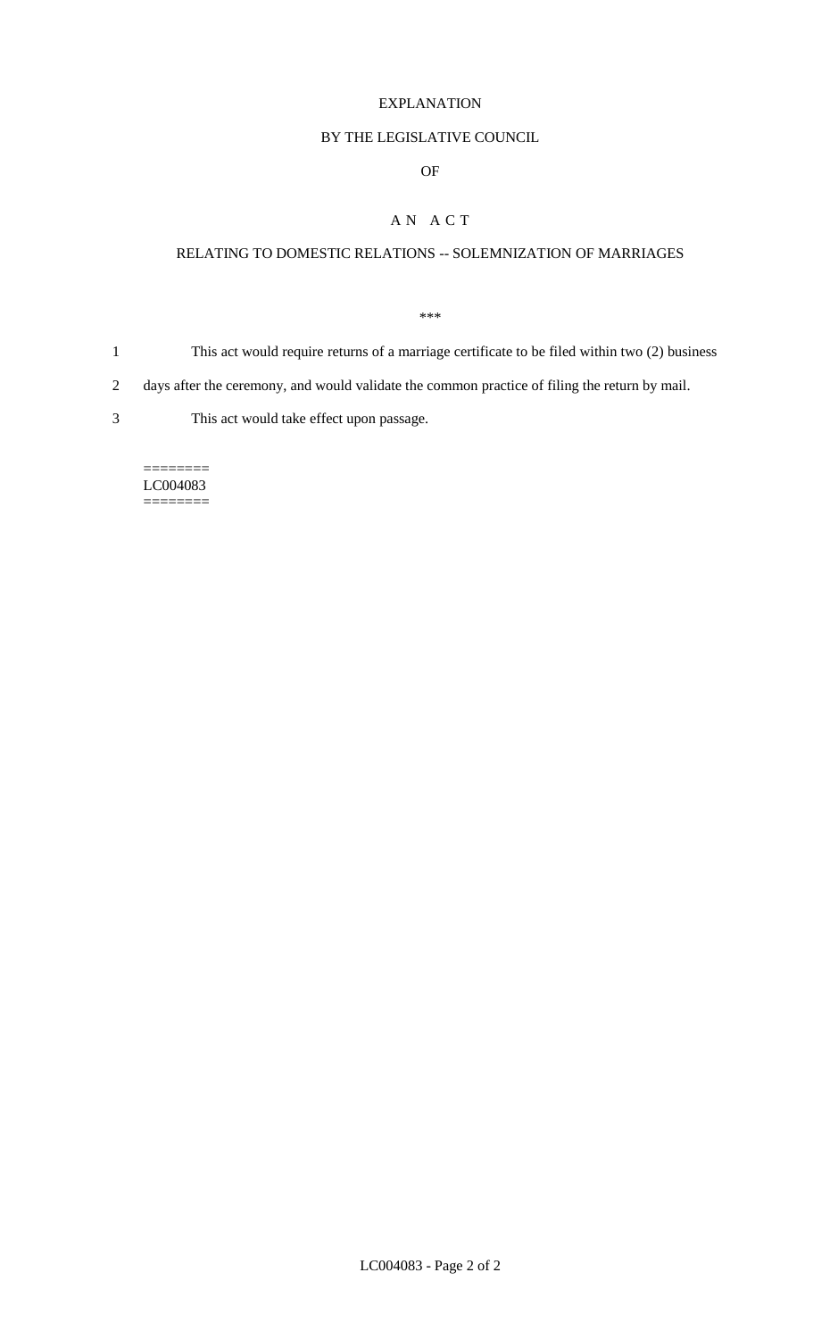EXPLANATION

BY THE LEGISLATIVE COUNCIL

OF

A N A C T

RELATING TO DOMESTIC RELATIONS -- SOLEMNIZATION OF MARRIAGES

\*\*\*

1 This act would require returns of a marriage certificate to be filed within two (2) business

2 days after the ceremony, and would validate the common practice of filing the return by mail.

3 This act would take effect upon passage.

========
LC004083
========